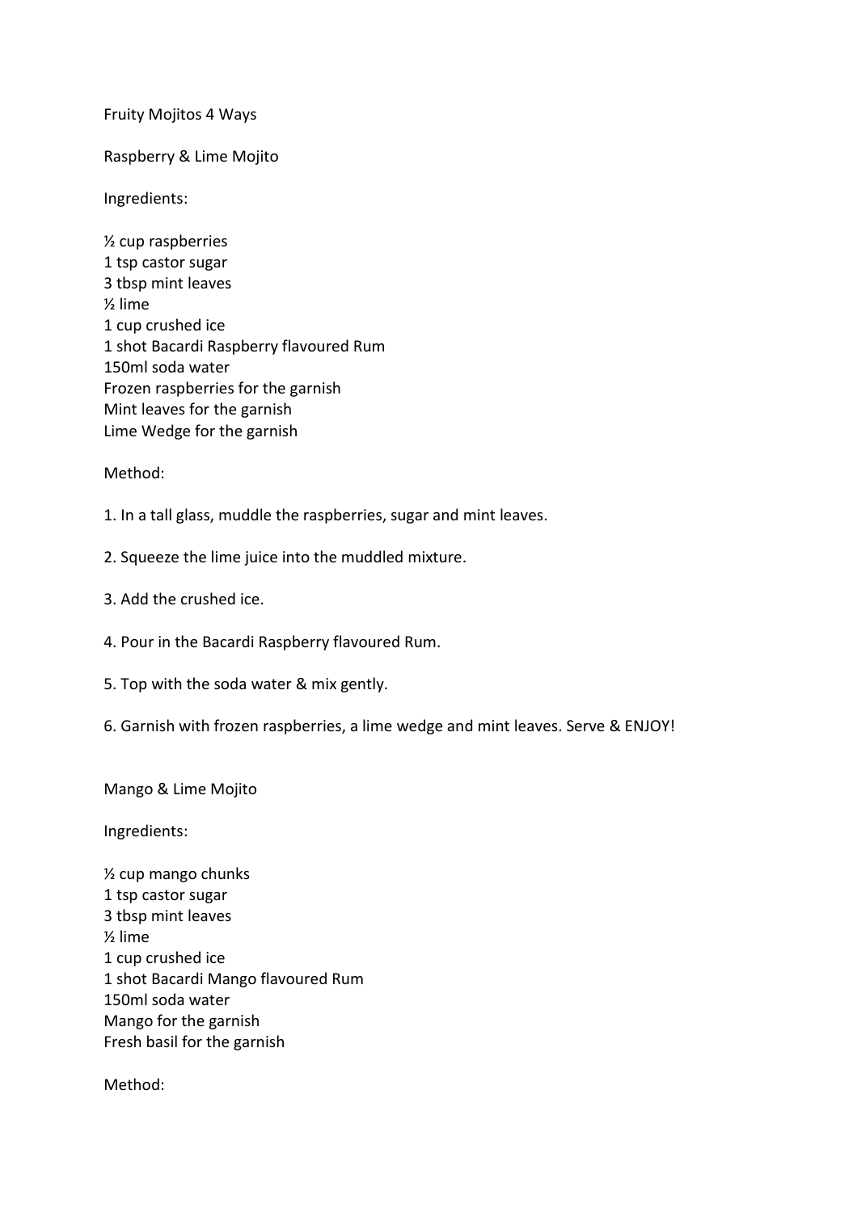# Fruity Mojitos 4 Ways

## Raspberry & Lime Mojito

Ingredients:

½ cup raspberries
1 tsp castor sugar
3 tbsp mint leaves
½ lime
1 cup crushed ice
1 shot Bacardi Raspberry flavoured Rum
150ml soda water
Frozen raspberries for the garnish
Mint leaves for the garnish
Lime Wedge for the garnish

Method:

1. In a tall glass, muddle the raspberries, sugar and mint leaves.

2. Squeeze the lime juice into the muddled mixture.

3. Add the crushed ice.

4. Pour in the Bacardi Raspberry flavoured Rum.

5. Top with the soda water & mix gently.

6. Garnish with frozen raspberries, a lime wedge and mint leaves. Serve & ENJOY!

## Mango & Lime Mojito

Ingredients:

½ cup mango chunks
1 tsp castor sugar
3 tbsp mint leaves
½ lime
1 cup crushed ice
1 shot Bacardi Mango flavoured Rum
150ml soda water
Mango for the garnish
Fresh basil for the garnish

Method: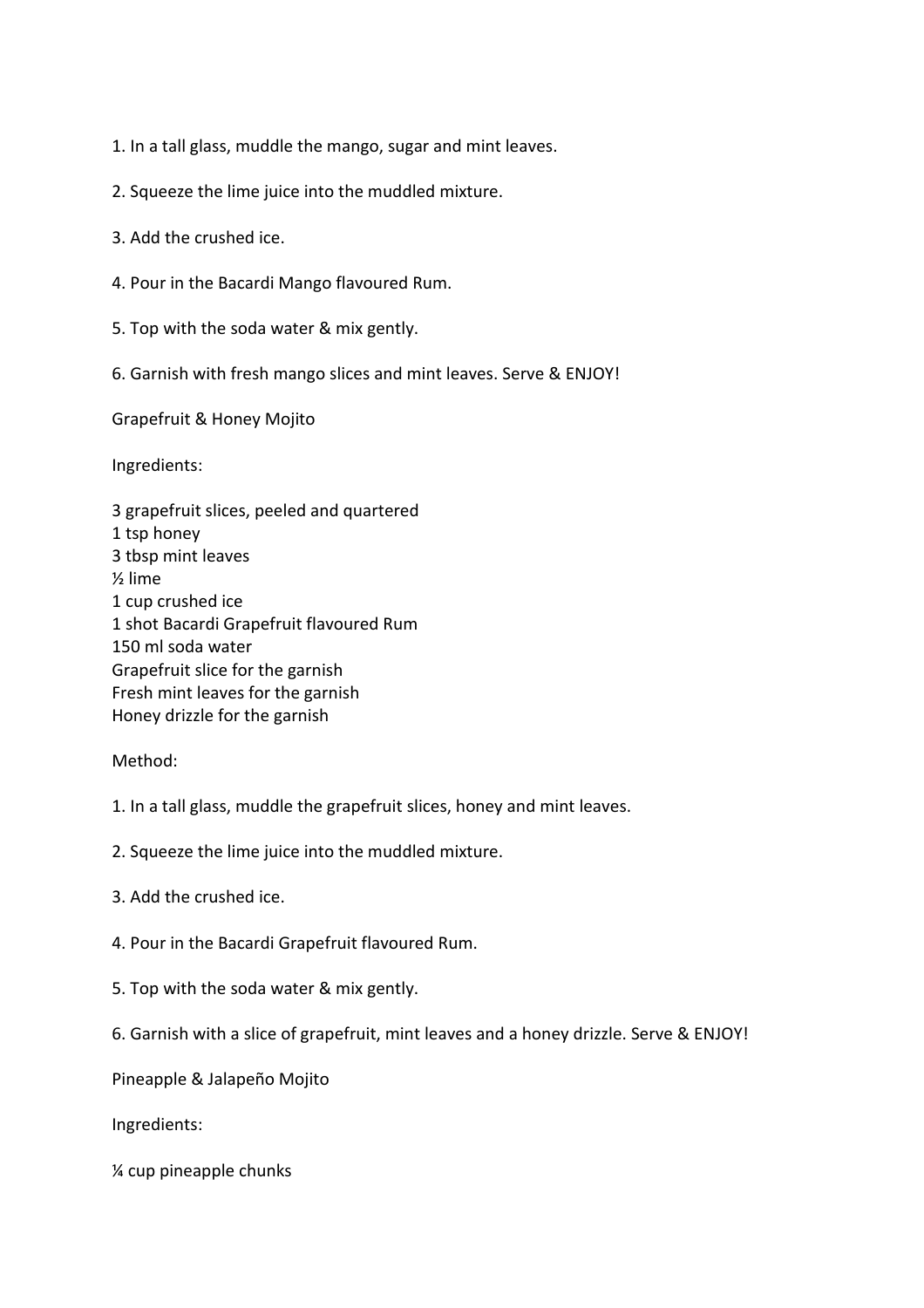1. In a tall glass, muddle the mango, sugar and mint leaves.

2. Squeeze the lime juice into the muddled mixture.

3. Add the crushed ice.

4. Pour in the Bacardi Mango flavoured Rum.

5. Top with the soda water & mix gently.

6. Garnish with fresh mango slices and mint leaves. Serve & ENJOY!

## Grapefruit & Honey Mojito

Ingredients:

3 grapefruit slices, peeled and quartered
1 tsp honey
3 tbsp mint leaves
½ lime
1 cup crushed ice
1 shot Bacardi Grapefruit flavoured Rum
150 ml soda water
Grapefruit slice for the garnish
Fresh mint leaves for the garnish
Honey drizzle for the garnish

Method:

1. In a tall glass, muddle the grapefruit slices, honey and mint leaves.

2. Squeeze the lime juice into the muddled mixture.

3. Add the crushed ice.

4. Pour in the Bacardi Grapefruit flavoured Rum.

5. Top with the soda water & mix gently.

6. Garnish with a slice of grapefruit, mint leaves and a honey drizzle. Serve & ENJOY!

## Pineapple & Jalapeño Mojito

Ingredients:

¼ cup pineapple chunks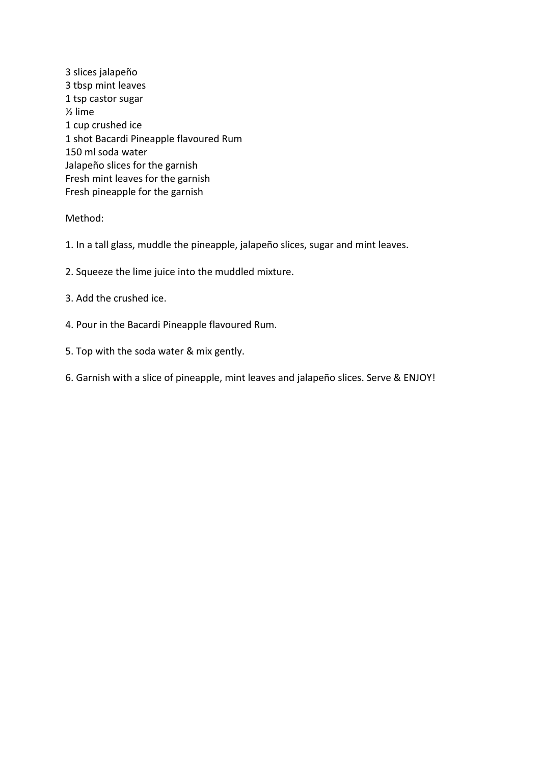3 slices jalapeño
3 tbsp mint leaves
1 tsp castor sugar
½ lime
1 cup crushed ice
1 shot Bacardi Pineapple flavoured Rum
150 ml soda water
Jalapeño slices for the garnish
Fresh mint leaves for the garnish
Fresh pineapple for the garnish

Method:

1. In a tall glass, muddle the pineapple, jalapeño slices, sugar and mint leaves.

2. Squeeze the lime juice into the muddled mixture.

3. Add the crushed ice.

4. Pour in the Bacardi Pineapple flavoured Rum.

5. Top with the soda water & mix gently.

6. Garnish with a slice of pineapple, mint leaves and jalapeño slices. Serve & ENJOY!